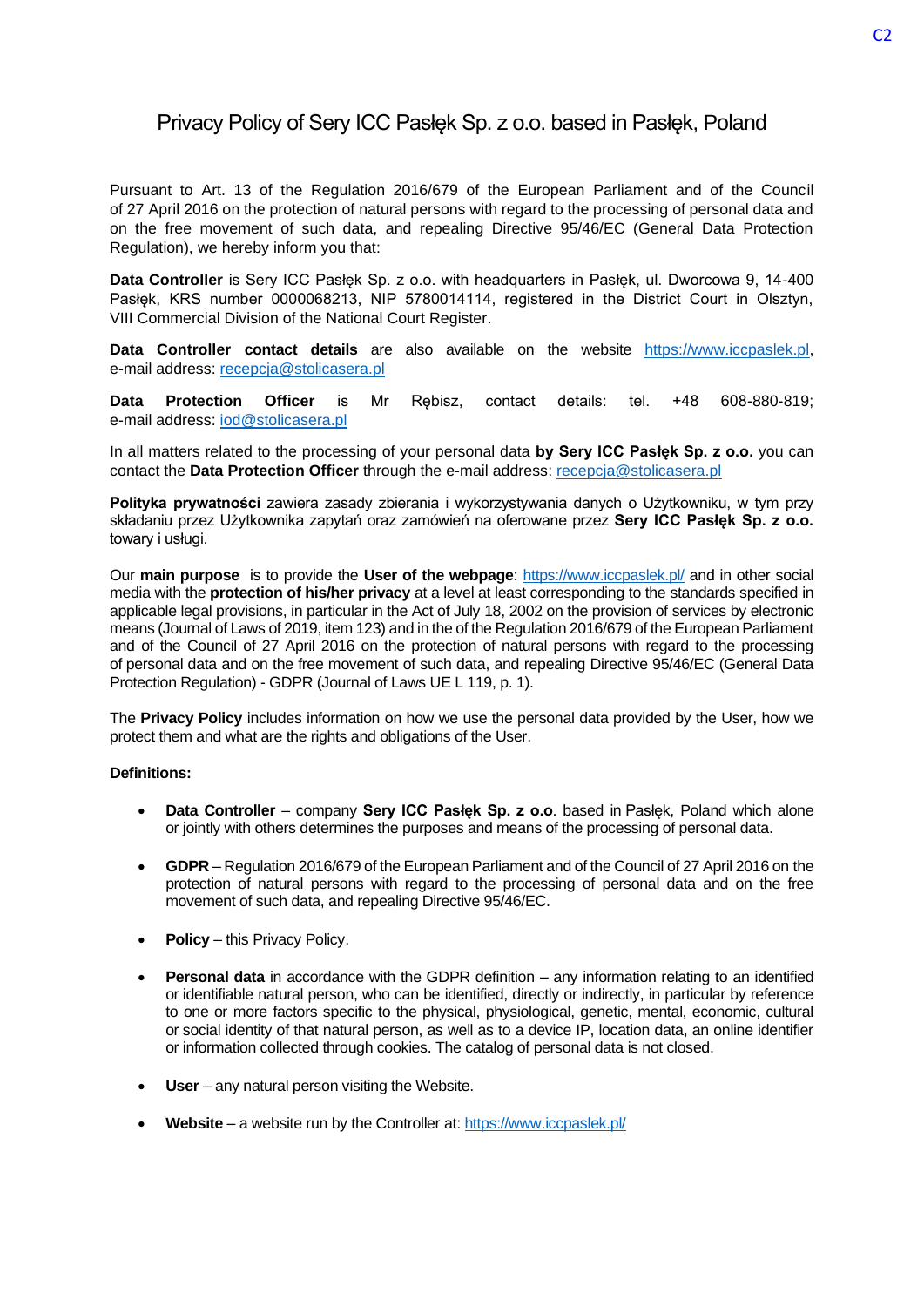# Privacy Policy of Sery ICC Pasłęk Sp. z o.o. based in Pasłęk, Poland

Pursuant to Art. 13 of the Regulation 2016/679 of the European Parliament and of the Council of 27 April 2016 on the protection of natural persons with regard to the processing of personal data and on the free movement of such data, and repealing Directive 95/46/EC (General Data Protection Regulation), we hereby inform you that:

**Data Controller** is Sery ICC Pasłęk Sp. z o.o. with headquarters in Pasłęk, ul. Dworcowa 9, 14-400 Pasłęk, KRS number 0000068213, NIP 5780014114, registered in the District Court in Olsztyn, VIII Commercial Division of the National Court Register.

**Data Controller contact details** are also available on the website https://www.iccpaslek.pl, e-mail address: recepcja@stolicasera.pl

**Data Protection Officer** is Mr Rębisz, contact details: tel. +48 608-880-819; e-mail address: iod@stolicasera.pl

In all matters related to the processing of your personal data **by Sery ICC Pasłęk Sp. z o.o.** you can contact the **Data Protection Officer** through the e-mail address: recepcja@stolicasera.pl

**Polityka prywatności** zawiera zasady zbierania i wykorzystywania danych o Użytkowniku, w tym przy składaniu przez Użytkownika zapytań oraz zamówień na oferowane przez **Sery ICC Pasłęk Sp. z o.o.** towary i usługi.

Our **main purpose** is to provide the **User of the webpage**: https://www.iccpaslek.pl/ and in other social media with the **protection of his/her privacy** at a level at least corresponding to the standards specified in applicable legal provisions, in particular in the Act of July 18, 2002 on the provision of services by electronic means (Journal of Laws of 2019, item 123) and in the of the Regulation 2016/679 of the European Parliament and of the Council of 27 April 2016 on the protection of natural persons with regard to the processing of personal data and on the free movement of such data, and repealing Directive 95/46/EC (General Data Protection Regulation) - GDPR (Journal of Laws UE L 119, p. 1).

The **Privacy Policy** includes information on how we use the personal data provided by the User, how we protect them and what are the rights and obligations of the User.

**Definitions:**

- **Data Controller** – company **Sery ICC Pasłęk Sp. z o.o**. based in Pasłęk, Poland which alone or jointly with others determines the purposes and means of the processing of personal data.
- **GDPR** – Regulation 2016/679 of the European Parliament and of the Council of 27 April 2016 on the protection of natural persons with regard to the processing of personal data and on the free movement of such data, and repealing Directive 95/46/EC.
- **Policy** – this Privacy Policy.
- **Personal data** in accordance with the GDPR definition – any information relating to an identified or identifiable natural person, who can be identified, directly or indirectly, in particular by reference to one or more factors specific to the physical, physiological, genetic, mental, economic, cultural or social identity of that natural person, as well as to a device IP, location data, an online identifier or information collected through cookies. The catalog of personal data is not closed.
- **User** – any natural person visiting the Website.
- **Website** – a website run by the Controller at: https://www.iccpaslek.pl/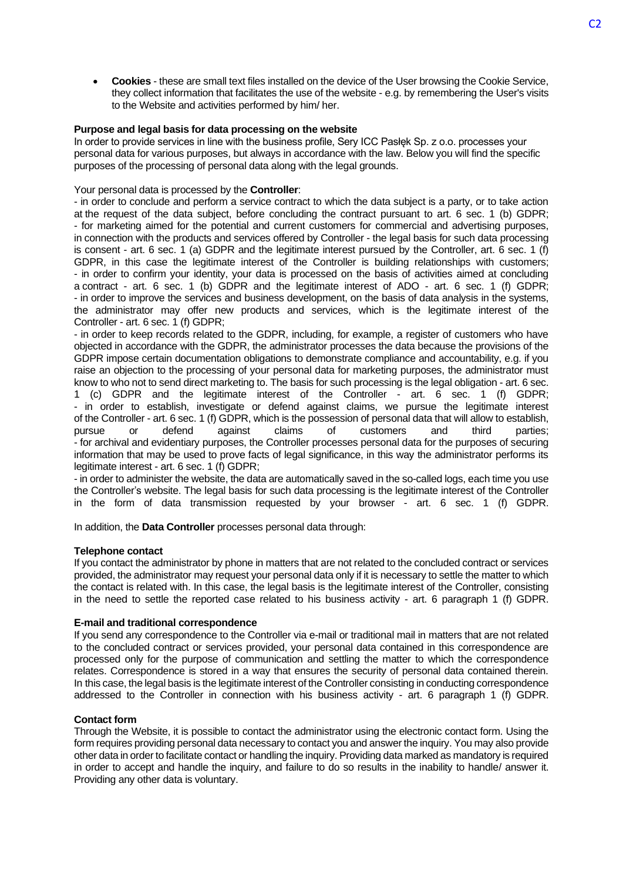- **Cookies** - these are small text files installed on the device of the User browsing the Cookie Service, they collect information that facilitates the use of the website - e.g. by remembering the User's visits to the Website and activities performed by him/ her.

**Purpose and legal basis for data processing on the website**

In order to provide services in line with the business profile, Sery ICC Pasłęk Sp. z o.o. processes your personal data for various purposes, but always in accordance with the law. Below you will find the specific purposes of the processing of personal data along with the legal grounds.

Your personal data is processed by the **Controller**:

- in order to conclude and perform a service contract to which the data subject is a party, or to take action at the request of the data subject, before concluding the contract pursuant to art. 6 sec. 1 (b) GDPR;
- for marketing aimed for the potential and current customers for commercial and advertising purposes, in connection with the products and services offered by Controller - the legal basis for such data processing is consent - art. 6 sec. 1 (a) GDPR and the legitimate interest pursued by the Controller, art. 6 sec. 1 (f) GDPR, in this case the legitimate interest of the Controller is building relationships with customers;
- in order to confirm your identity, your data is processed on the basis of activities aimed at concluding a contract - art. 6 sec. 1 (b) GDPR and the legitimate interest of ADO - art. 6 sec. 1 (f) GDPR;
- in order to improve the services and business development, on the basis of data analysis in the systems, the administrator may offer new products and services, which is the legitimate interest of the Controller - art. 6 sec. 1 (f) GDPR;
- in order to keep records related to the GDPR, including, for example, a register of customers who have objected in accordance with the GDPR, the administrator processes the data because the provisions of the GDPR impose certain documentation obligations to demonstrate compliance and accountability, e.g. if you raise an objection to the processing of your personal data for marketing purposes, the administrator must know to who not to send direct marketing to. The basis for such processing is the legal obligation - art. 6 sec. 1 (c) GDPR and the legitimate interest of the Controller - art. 6 sec. 1 (f) GDPR;
- in order to establish, investigate or defend against claims, we pursue the legitimate interest of the Controller - art. 6 sec. 1 (f) GDPR, which is the possession of personal data that will allow to establish, pursue or defend against claims of customers and third parties;
- for archival and evidentiary purposes, the Controller processes personal data for the purposes of securing information that may be used to prove facts of legal significance, in this way the administrator performs its legitimate interest - art. 6 sec. 1 (f) GDPR;
- in order to administer the website, the data are automatically saved in the so-called logs, each time you use the Controller's website. The legal basis for such data processing is the legitimate interest of the Controller in the form of data transmission requested by your browser - art. 6 sec. 1 (f) GDPR.

In addition, the **Data Controller** processes personal data through:

**Telephone contact**

If you contact the administrator by phone in matters that are not related to the concluded contract or services provided, the administrator may request your personal data only if it is necessary to settle the matter to which the contact is related with. In this case, the legal basis is the legitimate interest of the Controller, consisting in the need to settle the reported case related to his business activity - art. 6 paragraph 1 (f) GDPR.

**E-mail and traditional correspondence**

If you send any correspondence to the Controller via e-mail or traditional mail in matters that are not related to the concluded contract or services provided, your personal data contained in this correspondence are processed only for the purpose of communication and settling the matter to which the correspondence relates. Correspondence is stored in a way that ensures the security of personal data contained therein. In this case, the legal basis is the legitimate interest of the Controller consisting in conducting correspondence addressed to the Controller in connection with his business activity - art. 6 paragraph 1 (f) GDPR.

**Contact form**

Through the Website, it is possible to contact the administrator using the electronic contact form. Using the form requires providing personal data necessary to contact you and answer the inquiry. You may also provide other data in order to facilitate contact or handling the inquiry. Providing data marked as mandatory is required in order to accept and handle the inquiry, and failure to do so results in the inability to handle/ answer it. Providing any other data is voluntary.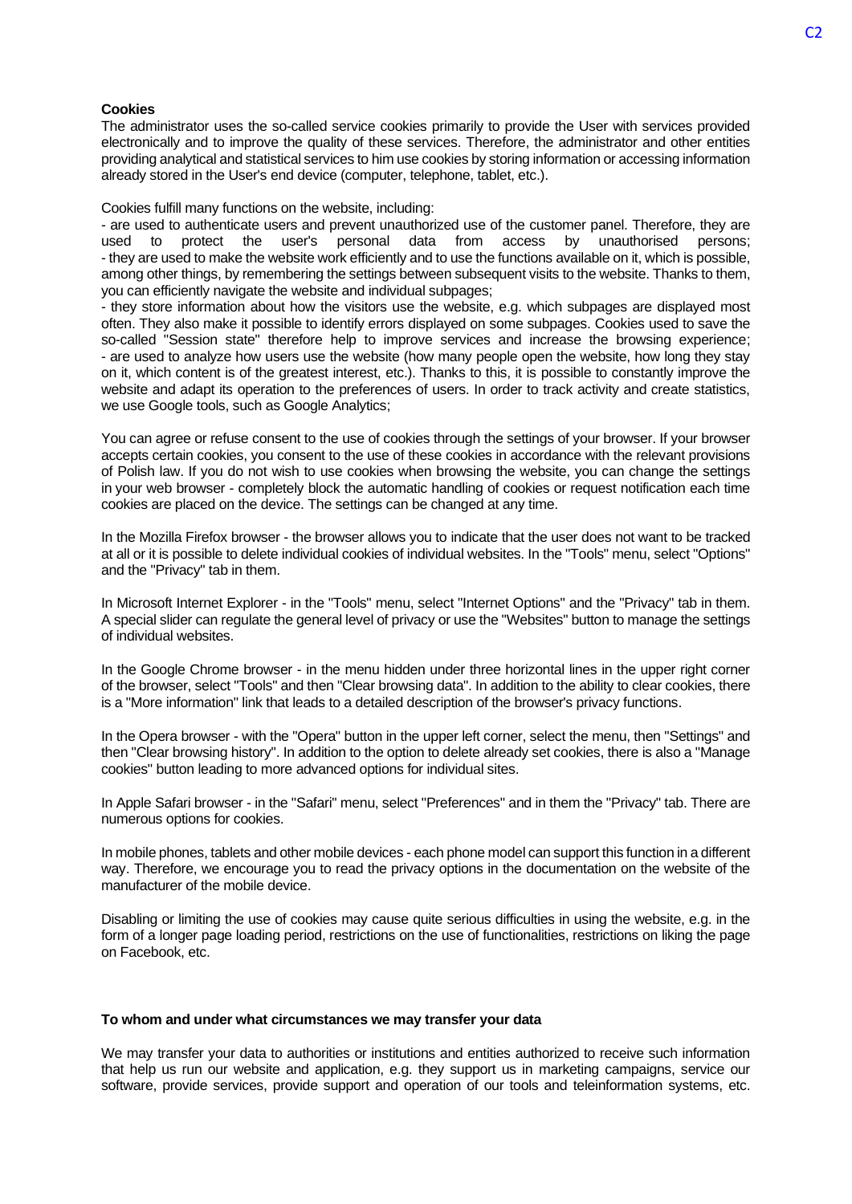**Cookies**

The administrator uses the so-called service cookies primarily to provide the User with services provided electronically and to improve the quality of these services. Therefore, the administrator and other entities providing analytical and statistical services to him use cookies by storing information or accessing information already stored in the User's end device (computer, telephone, tablet, etc.).

Cookies fulfill many functions on the website, including:
- are used to authenticate users and prevent unauthorized use of the customer panel. Therefore, they are used to protect the user's personal data from access by unauthorised persons;
- they are used to make the website work efficiently and to use the functions available on it, which is possible, among other things, by remembering the settings between subsequent visits to the website. Thanks to them, you can efficiently navigate the website and individual subpages;
- they store information about how the visitors use the website, e.g. which subpages are displayed most often. They also make it possible to identify errors displayed on some subpages. Cookies used to save the so-called "Session state" therefore help to improve services and increase the browsing experience;
- are used to analyze how users use the website (how many people open the website, how long they stay on it, which content is of the greatest interest, etc.). Thanks to this, it is possible to constantly improve the website and adapt its operation to the preferences of users. In order to track activity and create statistics, we use Google tools, such as Google Analytics;

You can agree or refuse consent to the use of cookies through the settings of your browser. If your browser accepts certain cookies, you consent to the use of these cookies in accordance with the relevant provisions of Polish law. If you do not wish to use cookies when browsing the website, you can change the settings in your web browser - completely block the automatic handling of cookies or request notification each time cookies are placed on the device. The settings can be changed at any time.

In the Mozilla Firefox browser - the browser allows you to indicate that the user does not want to be tracked at all or it is possible to delete individual cookies of individual websites. In the "Tools" menu, select "Options" and the "Privacy" tab in them.

In Microsoft Internet Explorer - in the "Tools" menu, select "Internet Options" and the "Privacy" tab in them. A special slider can regulate the general level of privacy or use the "Websites" button to manage the settings of individual websites.

In the Google Chrome browser - in the menu hidden under three horizontal lines in the upper right corner of the browser, select "Tools" and then "Clear browsing data". In addition to the ability to clear cookies, there is a "More information" link that leads to a detailed description of the browser's privacy functions.

In the Opera browser - with the "Opera" button in the upper left corner, select the menu, then "Settings" and then "Clear browsing history". In addition to the option to delete already set cookies, there is also a "Manage cookies" button leading to more advanced options for individual sites.

In Apple Safari browser - in the "Safari" menu, select "Preferences" and in them the "Privacy" tab. There are numerous options for cookies.

In mobile phones, tablets and other mobile devices - each phone model can support this function in a different way. Therefore, we encourage you to read the privacy options in the documentation on the website of the manufacturer of the mobile device.

Disabling or limiting the use of cookies may cause quite serious difficulties in using the website, e.g. in the form of a longer page loading period, restrictions on the use of functionalities, restrictions on liking the page on Facebook, etc.

**To whom and under what circumstances we may transfer your data**

We may transfer your data to authorities or institutions and entities authorized to receive such information that help us run our website and application, e.g. they support us in marketing campaigns, service our software, provide services, provide support and operation of our tools and teleinformation systems, etc.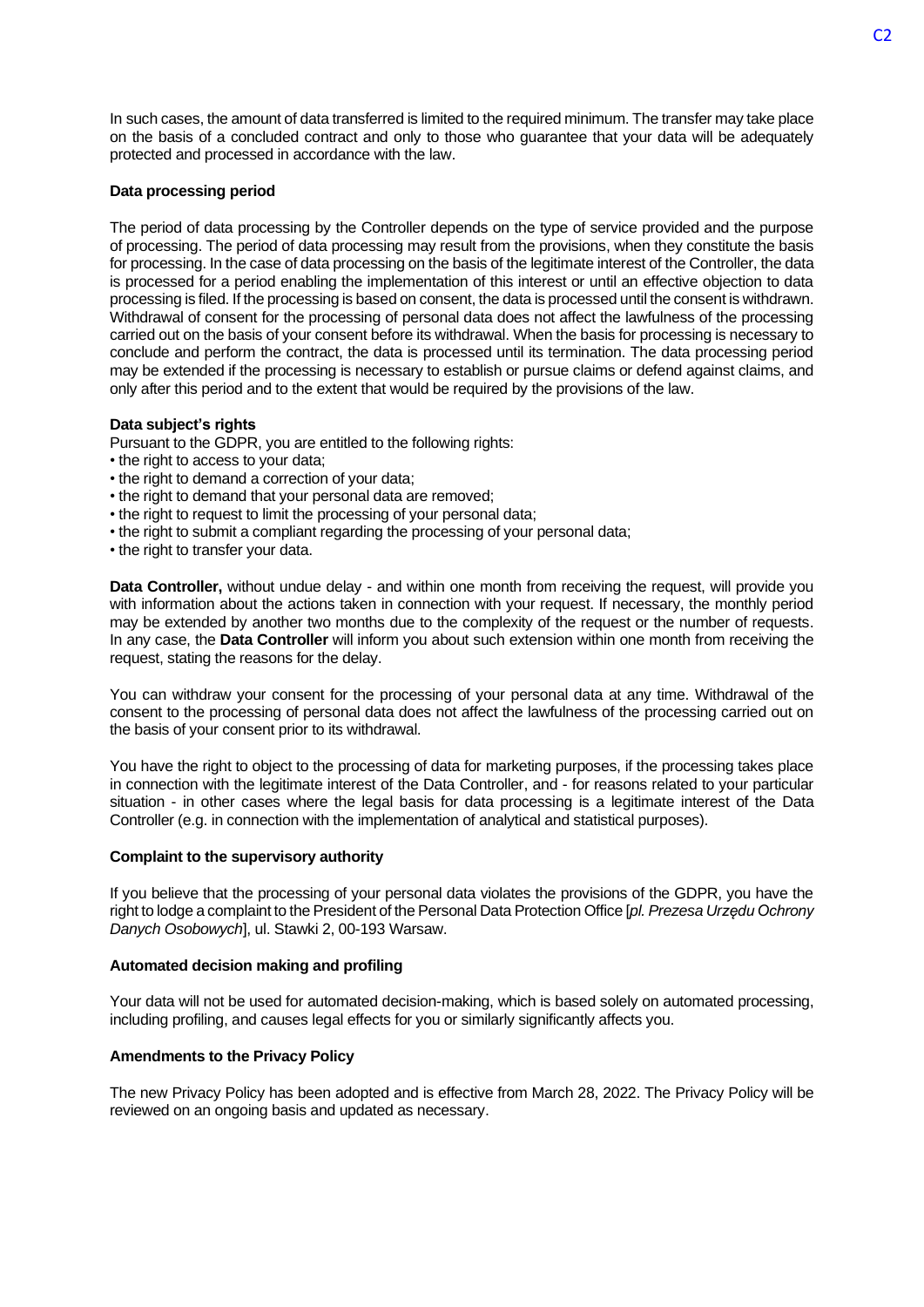In such cases, the amount of data transferred is limited to the required minimum. The transfer may take place on the basis of a concluded contract and only to those who guarantee that your data will be adequately protected and processed in accordance with the law.

**Data processing period**

The period of data processing by the Controller depends on the type of service provided and the purpose of processing. The period of data processing may result from the provisions, when they constitute the basis for processing. In the case of data processing on the basis of the legitimate interest of the Controller, the data is processed for a period enabling the implementation of this interest or until an effective objection to data processing is filed. If the processing is based on consent, the data is processed until the consent is withdrawn. Withdrawal of consent for the processing of personal data does not affect the lawfulness of the processing carried out on the basis of your consent before its withdrawal. When the basis for processing is necessary to conclude and perform the contract, the data is processed until its termination. The data processing period may be extended if the processing is necessary to establish or pursue claims or defend against claims, and only after this period and to the extent that would be required by the provisions of the law.

**Data subject's rights**

Pursuant to the GDPR, you are entitled to the following rights:

- the right to access to your data;
- the right to demand a correction of your data;
- the right to demand that your personal data are removed;
- the right to request to limit the processing of your personal data;
- the right to submit a compliant regarding the processing of your personal data;
- the right to transfer your data.

**Data Controller,** without undue delay - and within one month from receiving the request, will provide you with information about the actions taken in connection with your request. If necessary, the monthly period may be extended by another two months due to the complexity of the request or the number of requests. In any case, the **Data Controller** will inform you about such extension within one month from receiving the request, stating the reasons for the delay.

You can withdraw your consent for the processing of your personal data at any time. Withdrawal of the consent to the processing of personal data does not affect the lawfulness of the processing carried out on the basis of your consent prior to its withdrawal.

You have the right to object to the processing of data for marketing purposes, if the processing takes place in connection with the legitimate interest of the Data Controller, and - for reasons related to your particular situation - in other cases where the legal basis for data processing is a legitimate interest of the Data Controller (e.g. in connection with the implementation of analytical and statistical purposes).

**Complaint to the supervisory authority**

If you believe that the processing of your personal data violates the provisions of the GDPR, you have the right to lodge a complaint to the President of the Personal Data Protection Office [*pl. Prezesa Urzędu Ochrony Danych Osobowych*], ul. Stawki 2, 00-193 Warsaw.

**Automated decision making and profiling**

Your data will not be used for automated decision-making, which is based solely on automated processing, including profiling, and causes legal effects for you or similarly significantly affects you.

**Amendments to the Privacy Policy**

The new Privacy Policy has been adopted and is effective from March 28, 2022. The Privacy Policy will be reviewed on an ongoing basis and updated as necessary.